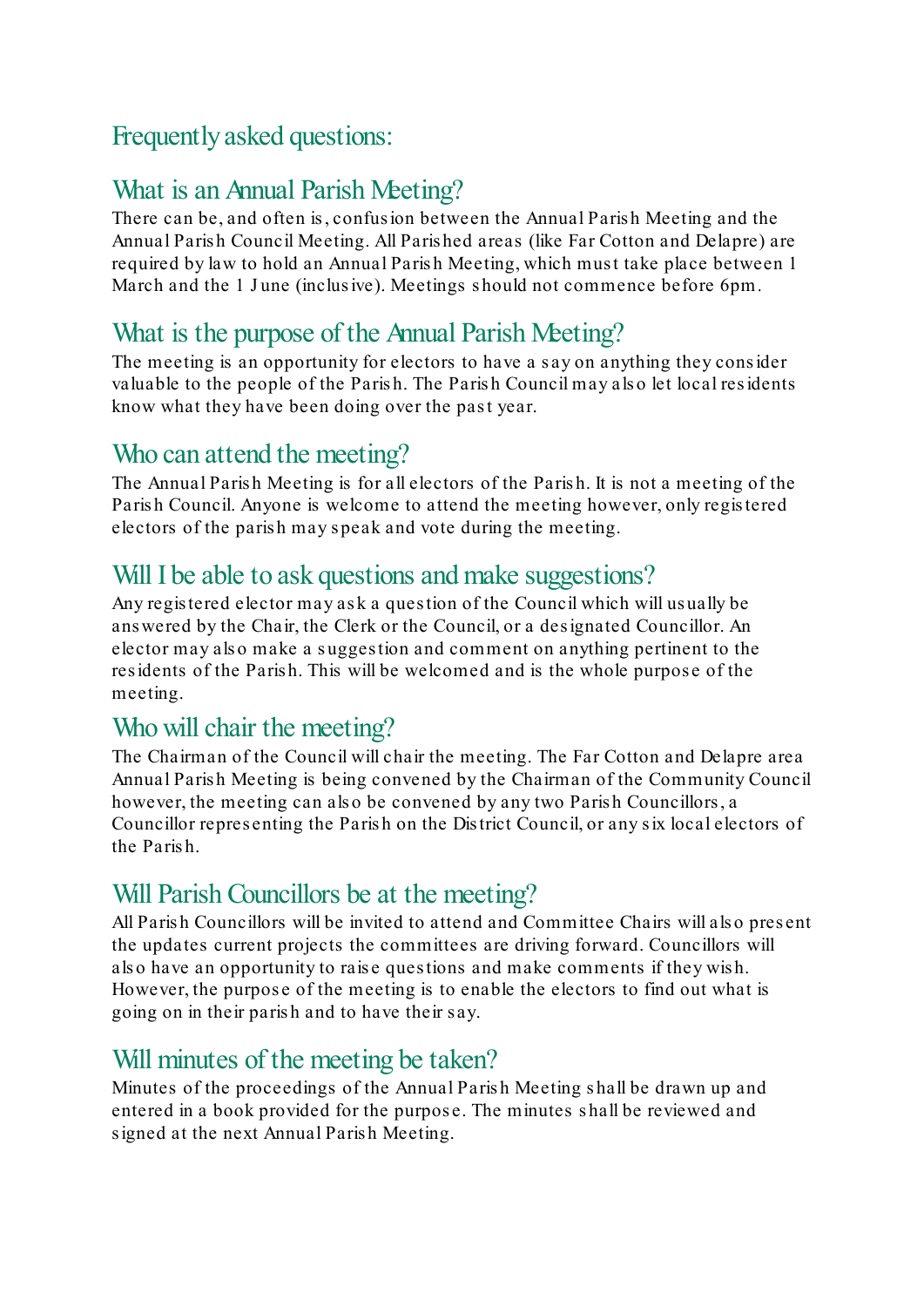# Frequently asked questions:

## What is an Annual Parish Meeting?

There can be, and often is, confusion between the Annual Parish Meeting and the Annual Parish Council Meeting. All Parished areas (like Far Cotton and Delapre) are required by law to hold an Annual Parish Meeting, which must take place between 1 March and the 1 June (inclusive). Meetings should not commence before 6pm.

## What is the purpose of the Annual Parish Meeting?

The meeting is an opportunity for electors to have a say on anything they consider valuable to the people of the Parish. The Parish Council may also let local residents know what they have been doing over the past year.

## Who can attend the meeting?

The Annual Parish Meeting is for all electors of the Parish. It is not a meeting of the Parish Council. Anyone is welcome to attend the meeting however, only registered electors of the parish may speak and vote during the meeting.

## Will I be able to ask questions and make suggestions?

Any registered elector may ask a question of the Council which will usually be answered by the Chair, the Clerk or the Council, or a designated Councillor. An elector may also make a suggestion and comment on anything pertinent to the residents of the Parish. This will be welcomed and is the whole purpose of the meeting.

## Who will chair the meeting?

The Chairman of the Council will chair the meeting. The Far Cotton and Delapre area Annual Parish Meeting is being convened by the Chairman of the Community Council however, the meeting can also be convened by any two Parish Councillors, a Councillor representing the Parish on the District Council, or any six local electors of the Parish.

## Will Parish Councillors be at the meeting?

All Parish Councillors will be invited to attend and Committee Chairs will also present the updates current projects the committees are driving forward. Councillors will also have an opportunity to raise questions and make comments if they wish. However, the purpose of the meeting is to enable the electors to find out what is going on in their parish and to have their say.

## Will minutes of the meeting be taken?

Minutes of the proceedings of the Annual Parish Meeting shall be drawn up and entered in a book provided for the purpose. The minutes shall be reviewed and signed at the next Annual Parish Meeting.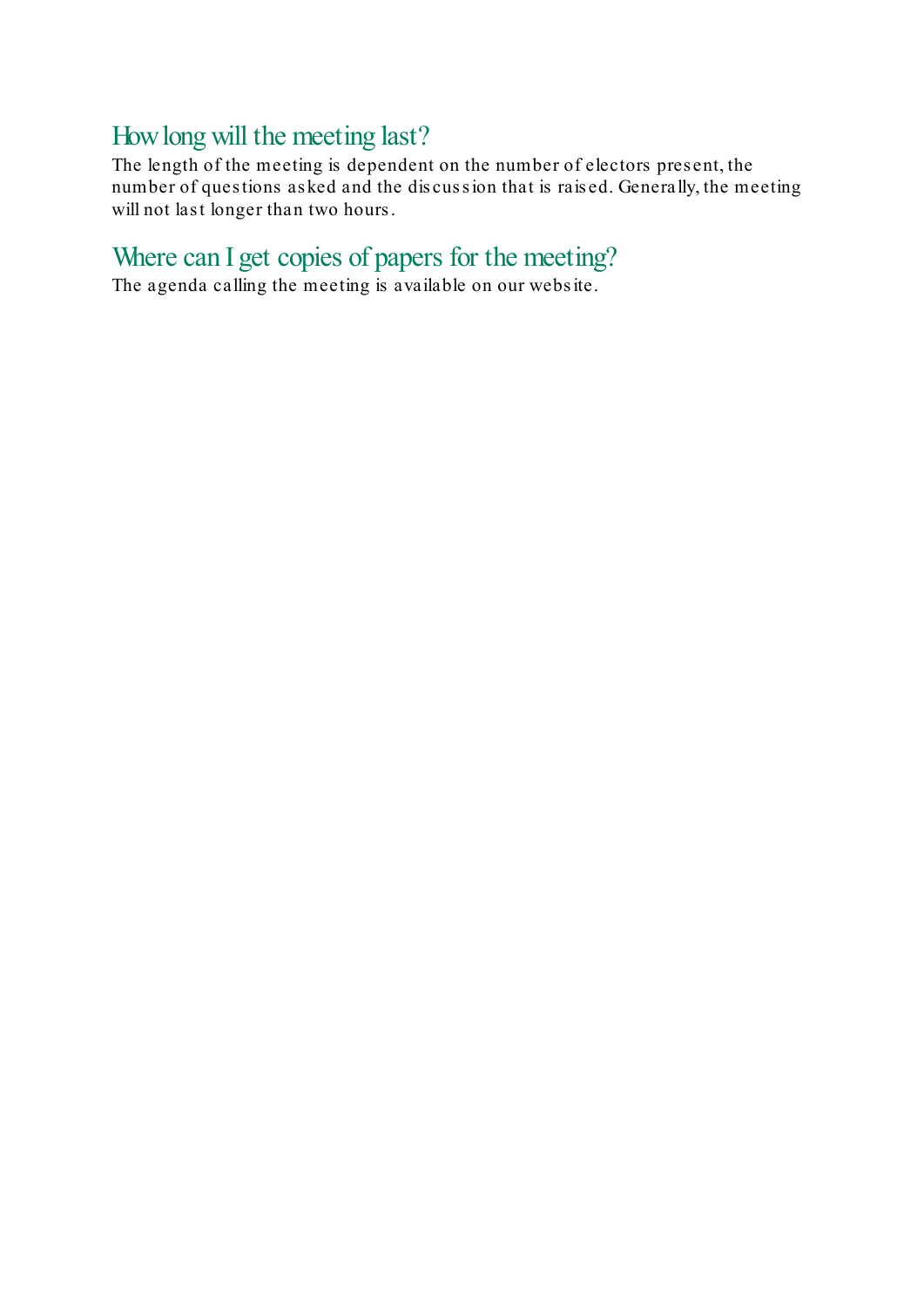## How long will the meeting last?

The length of the meeting is dependent on the number of electors present, the number of questions asked and the discussion that is raised. Generally, the meeting will not last longer than two hours.

## Where can I get copies of papers for the meeting?

The agenda calling the meeting is available on our website.